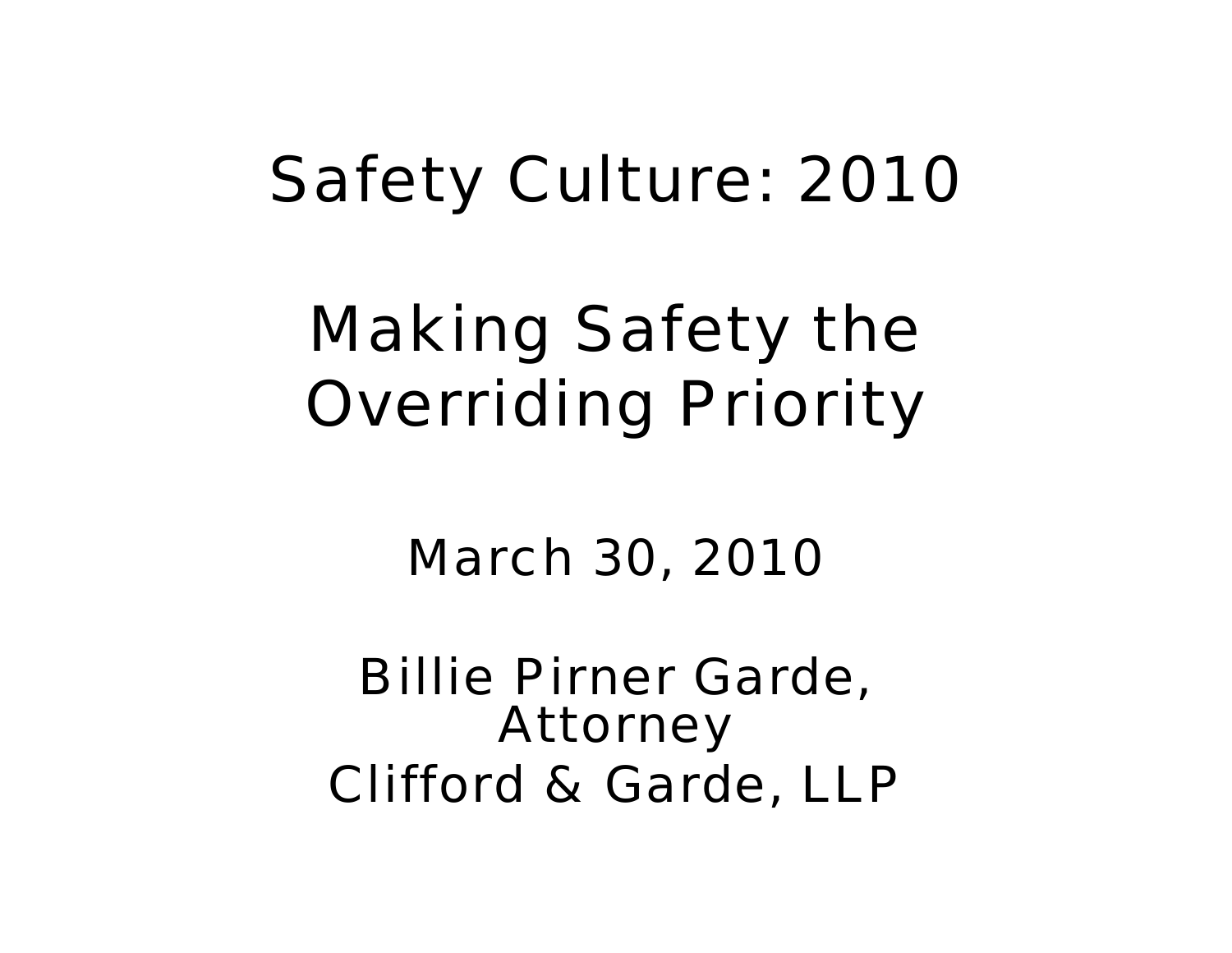# Safety Culture: 2010

## Making Safety the Overriding Priority

March 30, 2010

Billie Pirner Garde, Attorney
Clifford & Garde, LLP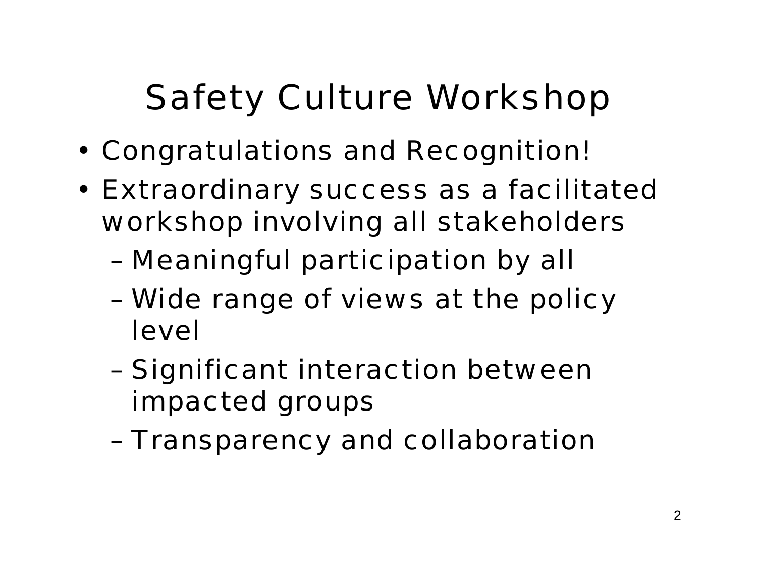# Safety Culture Workshop

- Congratulations and Recognition!
- Extraordinary success as a facilitated workshop involving all stakeholders
  - Meaningful participation by all
  - Wide range of views at the policy level
  - Significant interaction between impacted groups
  - Transparency and collaboration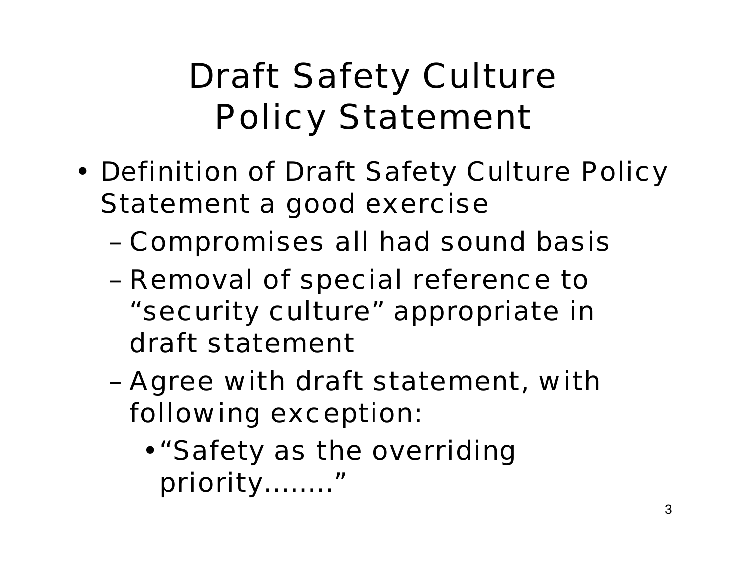# Draft Safety Culture Policy Statement

- Definition of Draft Safety Culture Policy Statement a good exercise
  - Compromises all had sound basis
  - Removal of special reference to "security culture" appropriate in draft statement
  - Agree with draft statement, with following exception:
    - "Safety as the overriding priority........"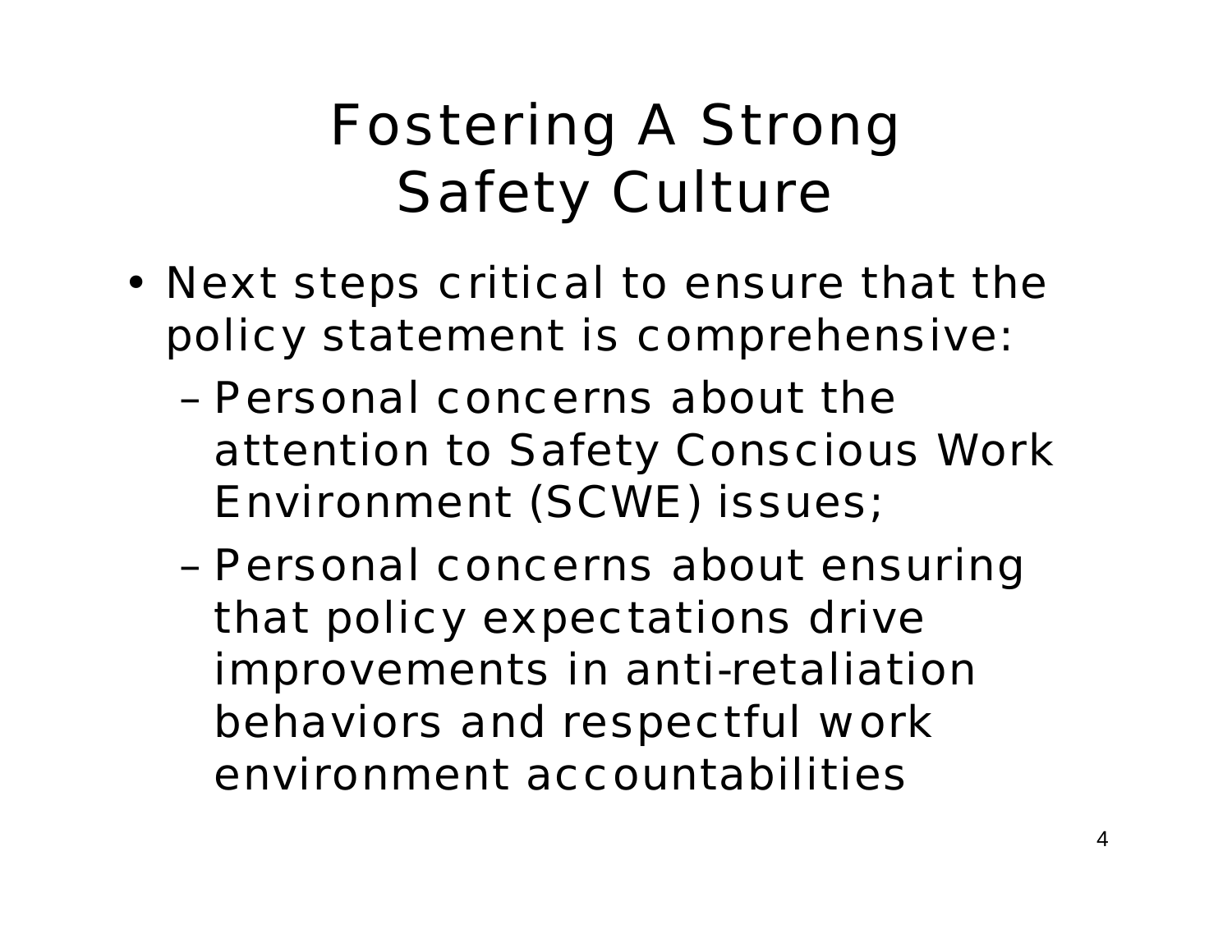# Fostering A Strong Safety Culture

- Next steps critical to ensure that the policy statement is comprehensive:
  - Personal concerns about the attention to Safety Conscious Work Environment (SCWE) issues;
  - Personal concerns about ensuring that policy expectations drive improvements in anti-retaliation behaviors and respectful work environment accountabilities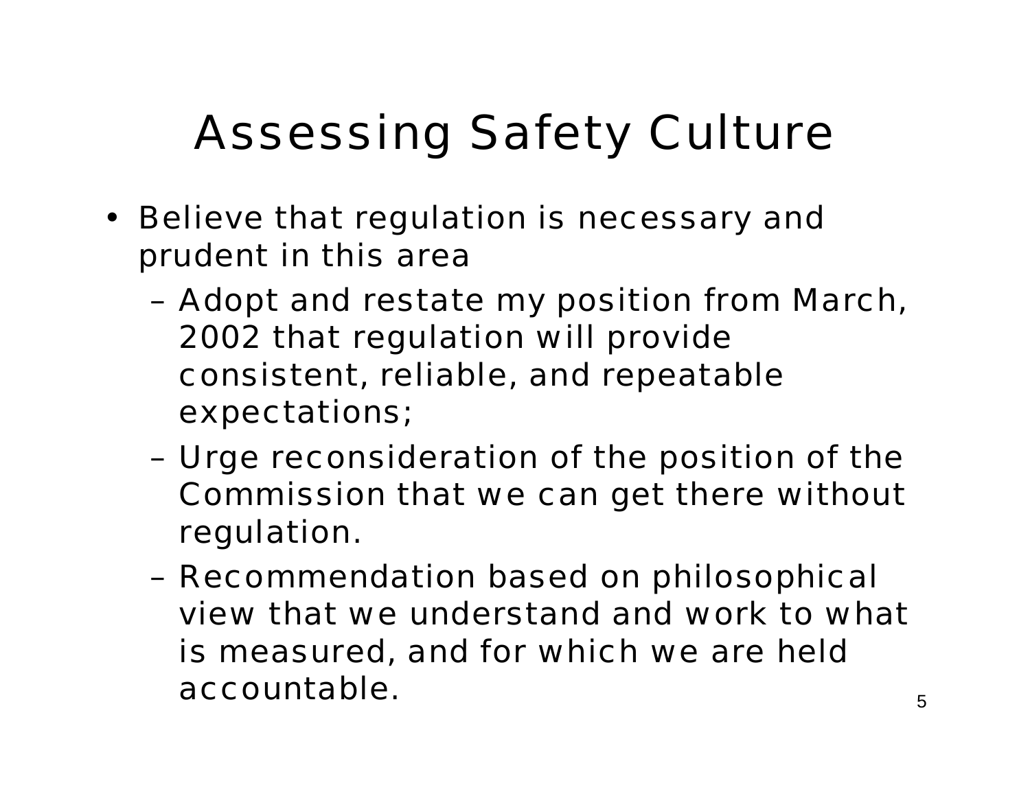# Assessing Safety Culture

- Believe that regulation is necessary and prudent in this area
  - Adopt and restate my position from March, 2002 that regulation will provide consistent, reliable, and repeatable expectations;
  - Urge reconsideration of the position of the Commission that we can get there without regulation.
  - Recommendation based on philosophical view that we understand and work to what is measured, and for which we are held accountable.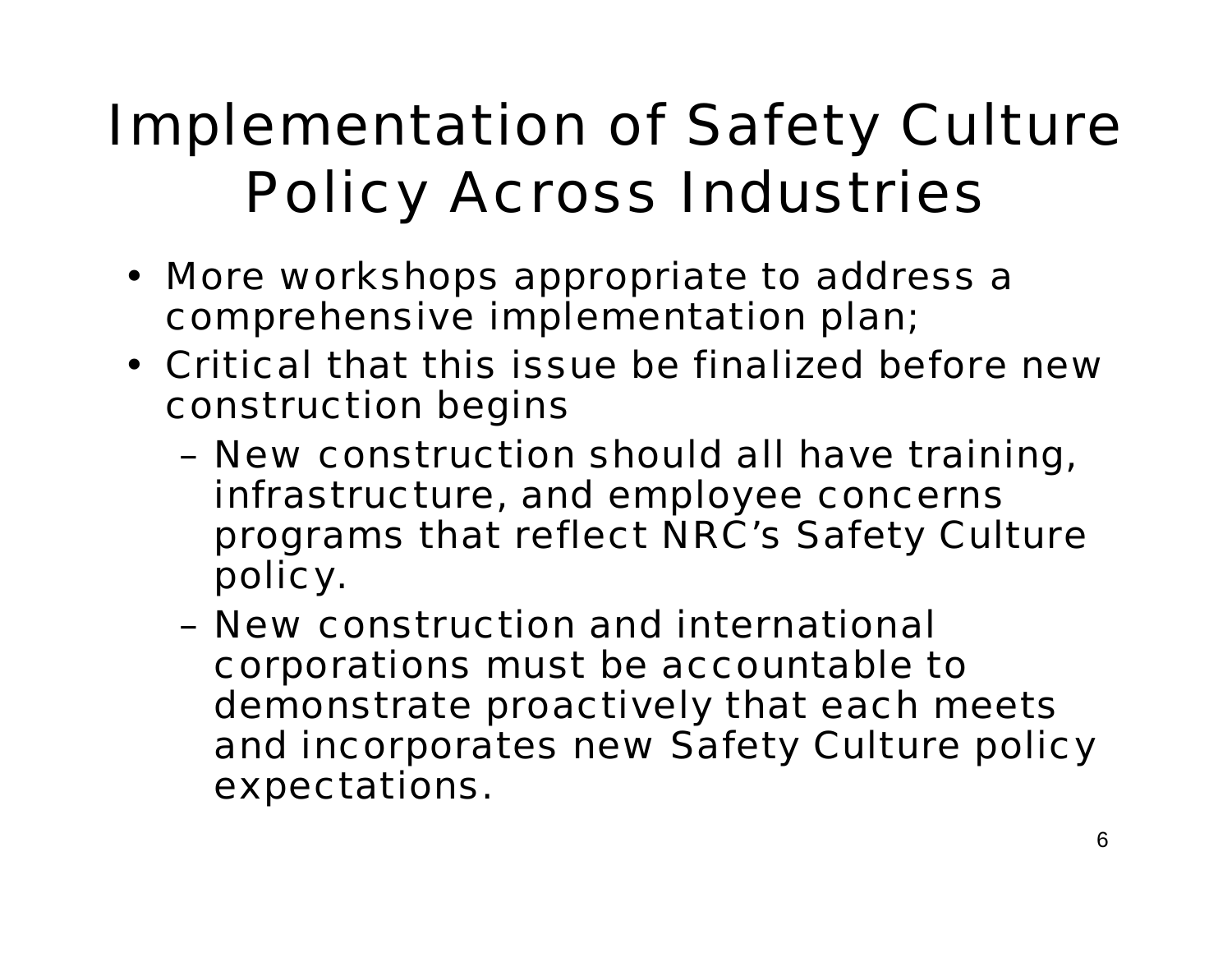# Implementation of Safety Culture Policy Across Industries

- More workshops appropriate to address a comprehensive implementation plan;
- Critical that this issue be finalized before new construction begins
  - New construction should all have training, infrastructure, and employee concerns programs that reflect NRC's Safety Culture policy.
  - New construction and international corporations must be accountable to demonstrate proactively that each meets and incorporates new Safety Culture policy expectations.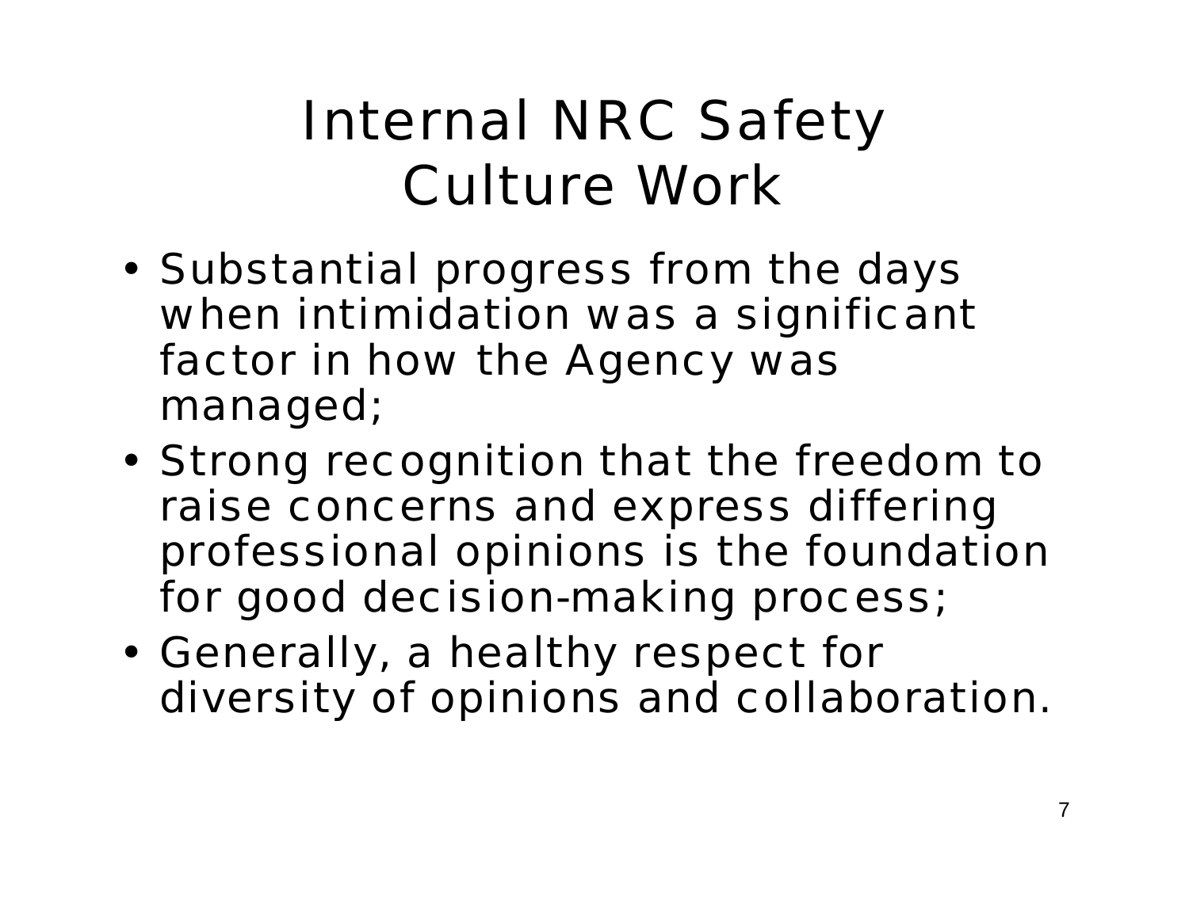# Internal NRC Safety Culture Work

- Substantial progress from the days when intimidation was a significant factor in how the Agency was managed;
- Strong recognition that the freedom to raise concerns and express differing professional opinions is the foundation for good decision-making process;
- Generally, a healthy respect for diversity of opinions and collaboration.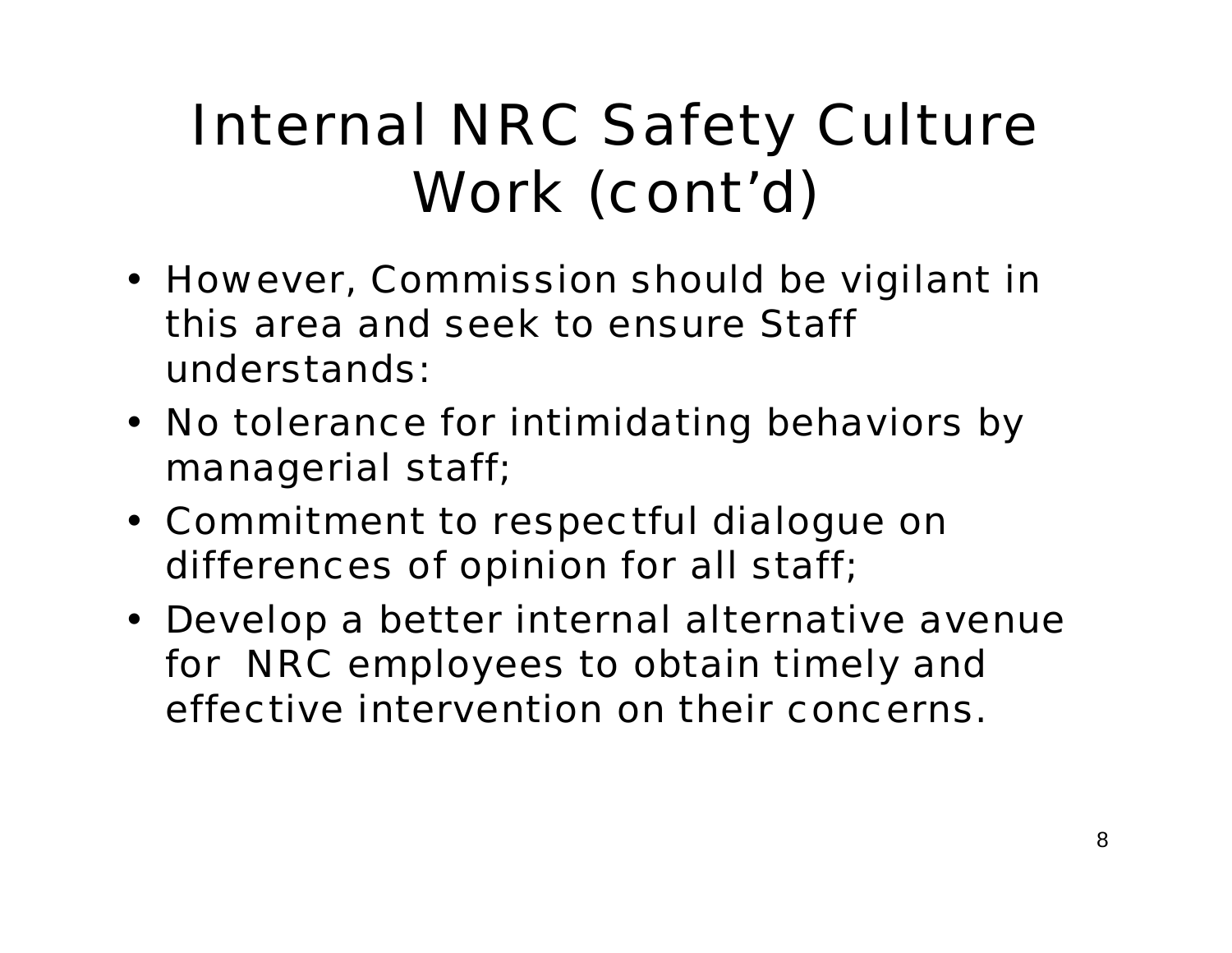# Internal NRC Safety Culture Work (cont'd)

- However, Commission should be vigilant in this area and seek to ensure Staff understands:
- No tolerance for intimidating behaviors by managerial staff;
- Commitment to respectful dialogue on differences of opinion for all staff;
- Develop a better internal alternative avenue for NRC employees to obtain timely and effective intervention on their concerns.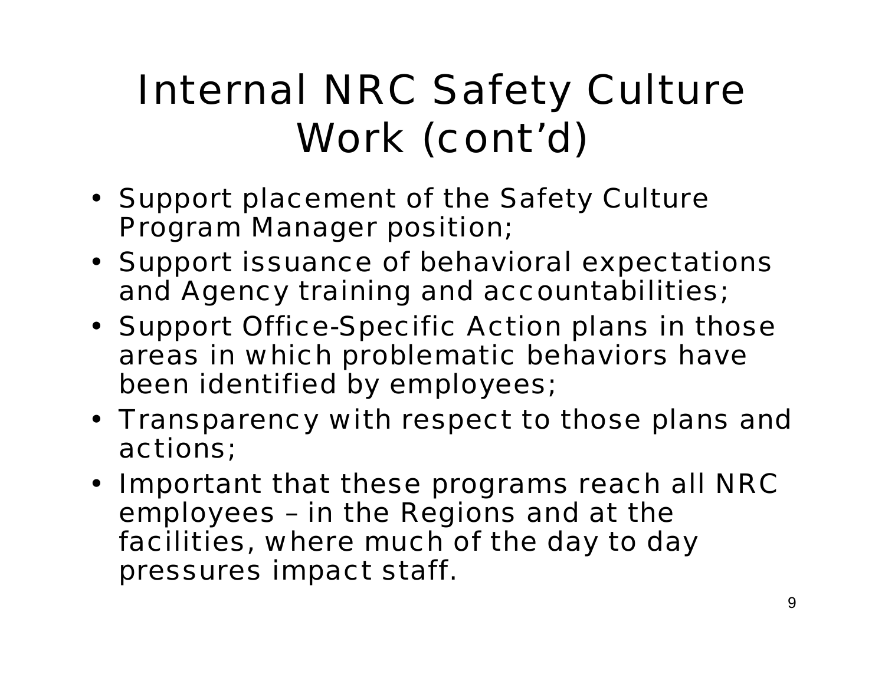# Internal NRC Safety Culture Work (cont'd)

- Support placement of the Safety Culture Program Manager position;
- Support issuance of behavioral expectations and Agency training and accountabilities;
- Support Office-Specific Action plans in those areas in which problematic behaviors have been identified by employees;
- Transparency with respect to those plans and actions;
- Important that these programs reach all NRC employees – in the Regions and at the facilities, where much of the day to day pressures impact staff.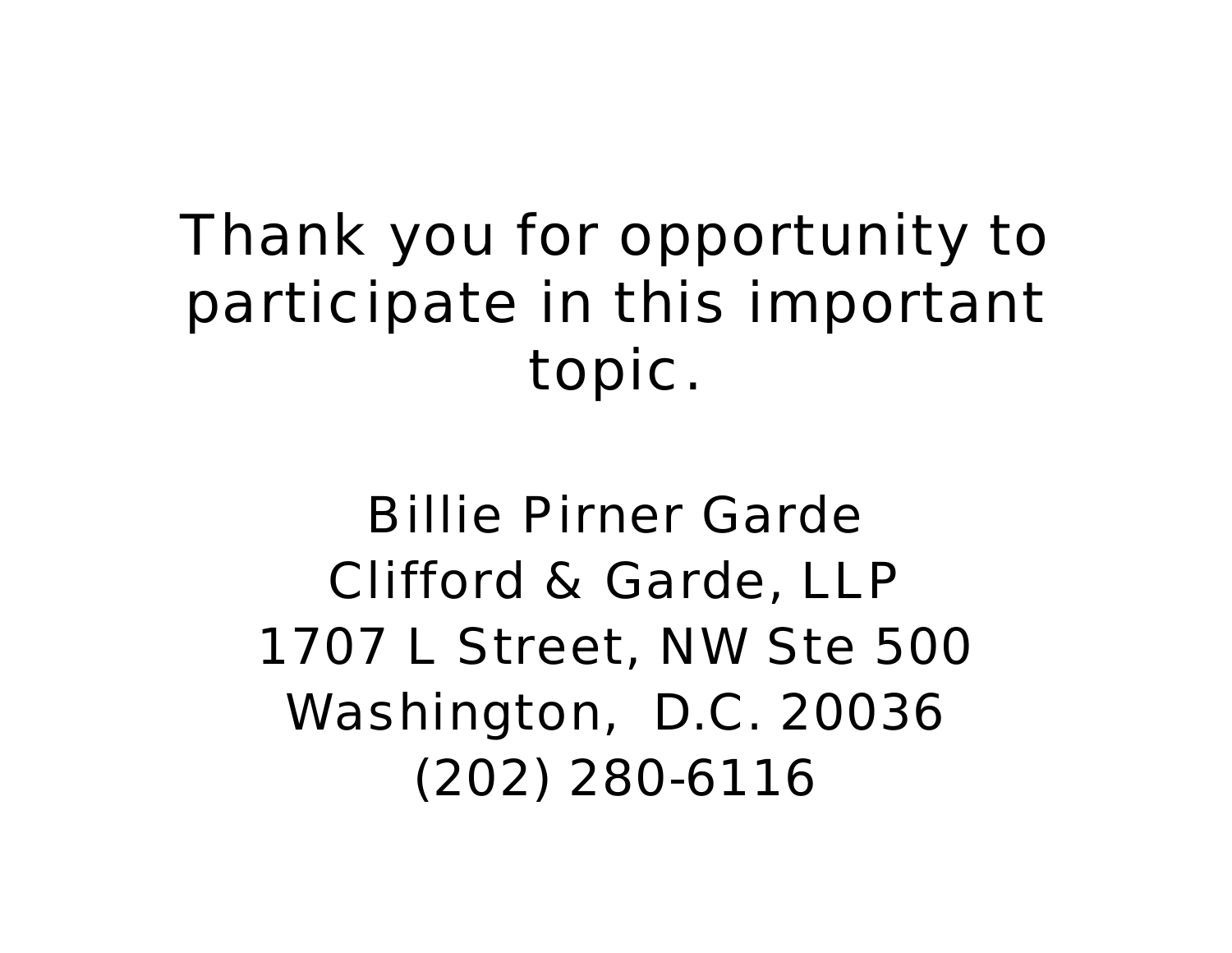Thank you for opportunity to participate in this important topic.

Billie Pirner Garde
Clifford & Garde, LLP
1707 L Street, NW Ste 500
Washington, D.C. 20036
(202) 280-6116